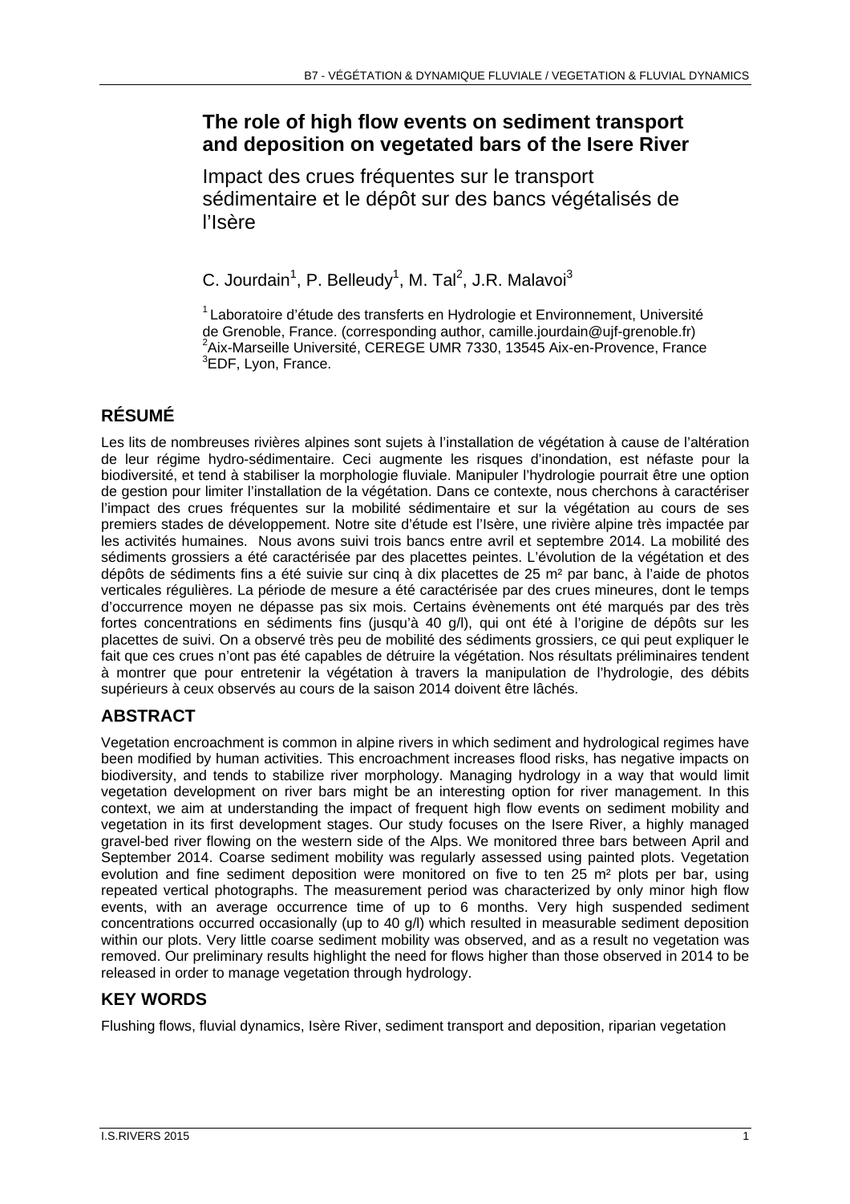# The role of high flow events on sediment transport and deposition on vegetated bars of the Isere River

## Impact des crues fréquentes sur le transport sédimentaire et le dépôt sur des bancs végétalisés de l'Isère

C. Jourdain[1], P. Belleudy[1], M. Tal[2], J.R. Malavoi[3]

[1] Laboratoire d'étude des transferts en Hydrologie et Environnement, Université de Grenoble, France. (corresponding author, camille.jourdain@ujf-grenoble.fr)
[2]Aix-Marseille Université, CEREGE UMR 7330, 13545 Aix-en-Provence, France
[3]EDF, Lyon, France.

## RÉSUMÉ

Les lits de nombreuses rivières alpines sont sujets à l'installation de végétation à cause de l'altération de leur régime hydro-sédimentaire. Ceci augmente les risques d'inondation, est néfaste pour la biodiversité, et tend à stabiliser la morphologie fluviale. Manipuler l'hydrologie pourrait être une option de gestion pour limiter l'installation de la végétation. Dans ce contexte, nous cherchons à caractériser l'impact des crues fréquentes sur la mobilité sédimentaire et sur la végétation au cours de ses premiers stades de développement. Notre site d'étude est l'Isère, une rivière alpine très impactée par les activités humaines. Nous avons suivi trois bancs entre avril et septembre 2014. La mobilité des sédiments grossiers a été caractérisée par des placettes peintes. L'évolution de la végétation et des dépôts de sédiments fins a été suivie sur cinq à dix placettes de 25 m² par banc, à l'aide de photos verticales régulières. La période de mesure a été caractérisée par des crues mineures, dont le temps d'occurrence moyen ne dépasse pas six mois. Certains évènements ont été marqués par des très fortes concentrations en sédiments fins (jusqu'à 40 g/l), qui ont été à l'origine de dépôts sur les placettes de suivi. On a observé très peu de mobilité des sédiments grossiers, ce qui peut expliquer le fait que ces crues n'ont pas été capables de détruire la végétation. Nos résultats préliminaires tendent à montrer que pour entretenir la végétation à travers la manipulation de l'hydrologie, des débits supérieurs à ceux observés au cours de la saison 2014 doivent être lâchés.

## ABSTRACT

Vegetation encroachment is common in alpine rivers in which sediment and hydrological regimes have been modified by human activities. This encroachment increases flood risks, has negative impacts on biodiversity, and tends to stabilize river morphology. Managing hydrology in a way that would limit vegetation development on river bars might be an interesting option for river management. In this context, we aim at understanding the impact of frequent high flow events on sediment mobility and vegetation in its first development stages. Our study focuses on the Isere River, a highly managed gravel-bed river flowing on the western side of the Alps. We monitored three bars between April and September 2014. Coarse sediment mobility was regularly assessed using painted plots. Vegetation evolution and fine sediment deposition were monitored on five to ten 25 m² plots per bar, using repeated vertical photographs. The measurement period was characterized by only minor high flow events, with an average occurrence time of up to 6 months. Very high suspended sediment concentrations occurred occasionally (up to 40 g/l) which resulted in measurable sediment deposition within our plots. Very little coarse sediment mobility was observed, and as a result no vegetation was removed. Our preliminary results highlight the need for flows higher than those observed in 2014 to be released in order to manage vegetation through hydrology.

## KEY WORDS

Flushing flows, fluvial dynamics, Isère River, sediment transport and deposition, riparian vegetation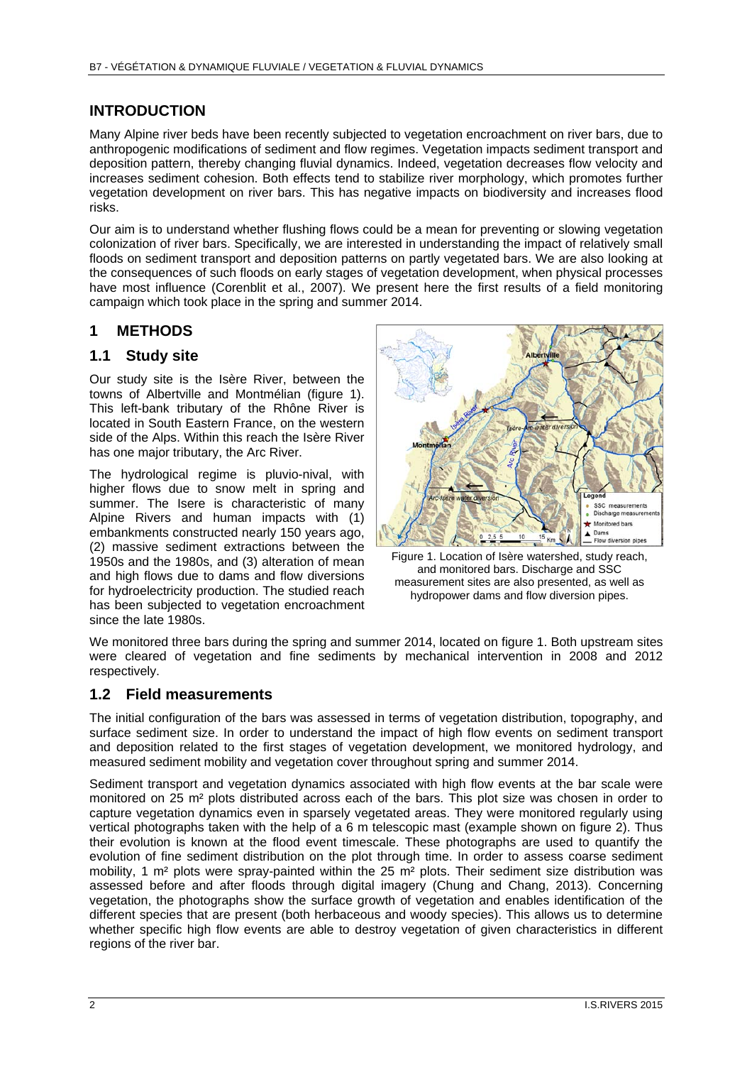## INTRODUCTION

Many Alpine river beds have been recently subjected to vegetation encroachment on river bars, due to anthropogenic modifications of sediment and flow regimes. Vegetation impacts sediment transport and deposition pattern, thereby changing fluvial dynamics. Indeed, vegetation decreases flow velocity and increases sediment cohesion. Both effects tend to stabilize river morphology, which promotes further vegetation development on river bars. This has negative impacts on biodiversity and increases flood risks.

Our aim is to understand whether flushing flows could be a mean for preventing or slowing vegetation colonization of river bars. Specifically, we are interested in understanding the impact of relatively small floods on sediment transport and deposition patterns on partly vegetated bars. We are also looking at the consequences of such floods on early stages of vegetation development, when physical processes have most influence (Corenblit et al., 2007). We present here the first results of a field monitoring campaign which took place in the spring and summer 2014.

## 1 METHODS

### 1.1 Study site

Our study site is the Isère River, between the towns of Albertville and Montmélian (figure 1). This left-bank tributary of the Rhône River is located in South Eastern France, on the western side of the Alps. Within this reach the Isère River has one major tributary, the Arc River.

The hydrological regime is pluvio-nival, with higher flows due to snow melt in spring and summer. The Isere is characteristic of many Alpine Rivers and human impacts with (1) embankments constructed nearly 150 years ago, (2) massive sediment extractions between the 1950s and the 1980s, and (3) alteration of mean and high flows due to dams and flow diversions for hydroelectricity production. The studied reach has been subjected to vegetation encroachment since the late 1980s.

Albertville
Isère River
Isère-Arc water diversion
Montmélian
Arc River
Arc-Isère water diversion
Legend
SSC measurements
Discharge measurements
Monitored bars
Dams
Flow diversion pipes
0 2,5 5 10 15 Km
N

Figure 1. Location of Isère watershed, study reach, and monitored bars. Discharge and SSC measurement sites are also presented, as well as hydropower dams and flow diversion pipes.

We monitored three bars during the spring and summer 2014, located on figure 1. Both upstream sites were cleared of vegetation and fine sediments by mechanical intervention in 2008 and 2012 respectively.

### 1.2 Field measurements

The initial configuration of the bars was assessed in terms of vegetation distribution, topography, and surface sediment size. In order to understand the impact of high flow events on sediment transport and deposition related to the first stages of vegetation development, we monitored hydrology, and measured sediment mobility and vegetation cover throughout spring and summer 2014.

Sediment transport and vegetation dynamics associated with high flow events at the bar scale were monitored on 25 m² plots distributed across each of the bars. This plot size was chosen in order to capture vegetation dynamics even in sparsely vegetated areas. They were monitored regularly using vertical photographs taken with the help of a 6 m telescopic mast (example shown on figure 2). Thus their evolution is known at the flood event timescale. These photographs are used to quantify the evolution of fine sediment distribution on the plot through time. In order to assess coarse sediment mobility, 1 m² plots were spray-painted within the 25 m² plots. Their sediment size distribution was assessed before and after floods through digital imagery (Chung and Chang, 2013). Concerning vegetation, the photographs show the surface growth of vegetation and enables identification of the different species that are present (both herbaceous and woody species). This allows us to determine whether specific high flow events are able to destroy vegetation of given characteristics in different regions of the river bar.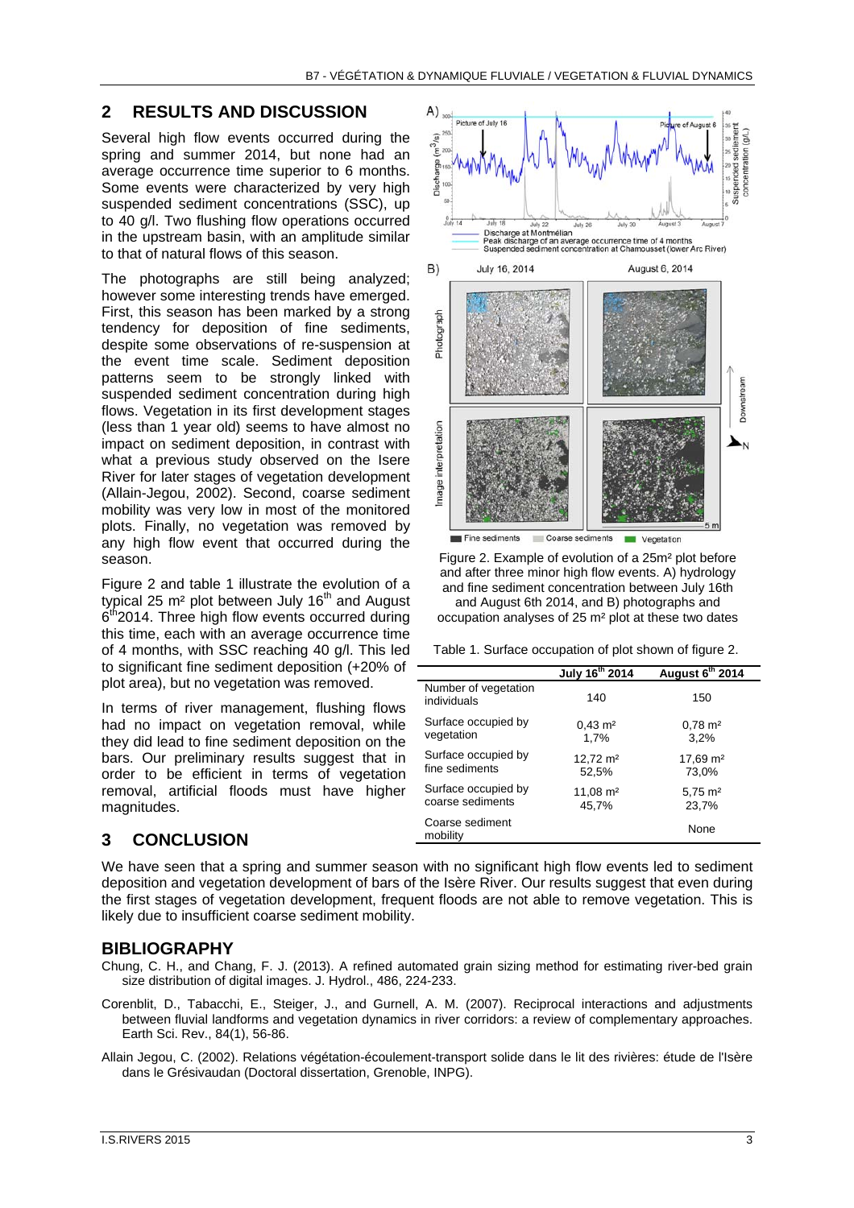## 2 RESULTS AND DISCUSSION

Several high flow events occurred during the spring and summer 2014, but none had an average occurrence time superior to 6 months. Some events were characterized by very high suspended sediment concentrations (SSC), up to 40 g/l. Two flushing flow operations occurred in the upstream basin, with an amplitude similar to that of natural flows of this season.

The photographs are still being analyzed; however some interesting trends have emerged. First, this season has been marked by a strong tendency for deposition of fine sediments, despite some observations of re-suspension at the event time scale. Sediment deposition patterns seem to be strongly linked with suspended sediment concentration during high flows. Vegetation in its first development stages (less than 1 year old) seems to have almost no impact on sediment deposition, in contrast with what a previous study observed on the Isere River for later stages of vegetation development (Allain-Jegou, 2002). Second, coarse sediment mobility was very low in most of the monitored plots. Finally, no vegetation was removed by any high flow event that occurred during the season.

Figure 2 and table 1 illustrate the evolution of a typical 25 m² plot between July 16th and August 6th 2014. Three high flow events occurred during this time, each with an average occurrence time of 4 months, with SSC reaching 40 g/l. This led to significant fine sediment deposition (+20% of plot area), but no vegetation was removed.

In terms of river management, flushing flows had no impact on vegetation removal, while they did lead to fine sediment deposition on the bars. Our preliminary results suggest that in order to be efficient in terms of vegetation removal, artificial floods must have higher magnitudes.

A)
Picture of July 16
Picture of August 6
Discharge (m³/s)
Suspended sediment concentration (g/L)
July 14 July 18 July 22 July 26 July 30 August 3 August 7
Discharge at Montmélian
Peak discharge of an average occurrence time of 4 months
Suspended sediment concentration at Chamousset (lower Arc River)

B) July 16, 2014 August 6, 2014
Photograph
Image interpretation
Downstream
N
5 m
Fine sediments Coarse sediments Vegetation

Figure 2. Example of evolution of a 25m² plot before and after three minor high flow events. A) hydrology and fine sediment concentration between July 16th and August 6th 2014, and B) photographs and occupation analyses of 25 m² plot at these two dates

Table 1. Surface occupation of plot shown of figure 2.

| | July 16th 2014 | August 6th 2014 |
|---|---|---|
| Number of vegetation individuals | 140 | 150 |
| Surface occupied by vegetation | 0,43 m² 1,7% | 0,78 m² 3,2% |
| Surface occupied by fine sediments | 12,72 m² 52,5% | 17,69 m² 73,0% |
| Surface occupied by coarse sediments | 11,08 m² 45,7% | 5,75 m² 23,7% |
| Coarse sediment mobility | | None |

## 3 CONCLUSION

We have seen that a spring and summer season with no significant high flow events led to sediment deposition and vegetation development of bars of the Isère River. Our results suggest that even during the first stages of vegetation development, frequent floods are not able to remove vegetation. This is likely due to insufficient coarse sediment mobility.

## BIBLIOGRAPHY

Chung, C. H., and Chang, F. J. (2013). A refined automated grain sizing method for estimating river-bed grain size distribution of digital images. J. Hydrol., 486, 224-233.

Corenblit, D., Tabacchi, E., Steiger, J., and Gurnell, A. M. (2007). Reciprocal interactions and adjustments between fluvial landforms and vegetation dynamics in river corridors: a review of complementary approaches. Earth Sci. Rev., 84(1), 56-86.

Allain Jegou, C. (2002). Relations végétation-écoulement-transport solide dans le lit des rivières: étude de l'Isère dans le Grésivaudan (Doctoral dissertation, Grenoble, INPG).